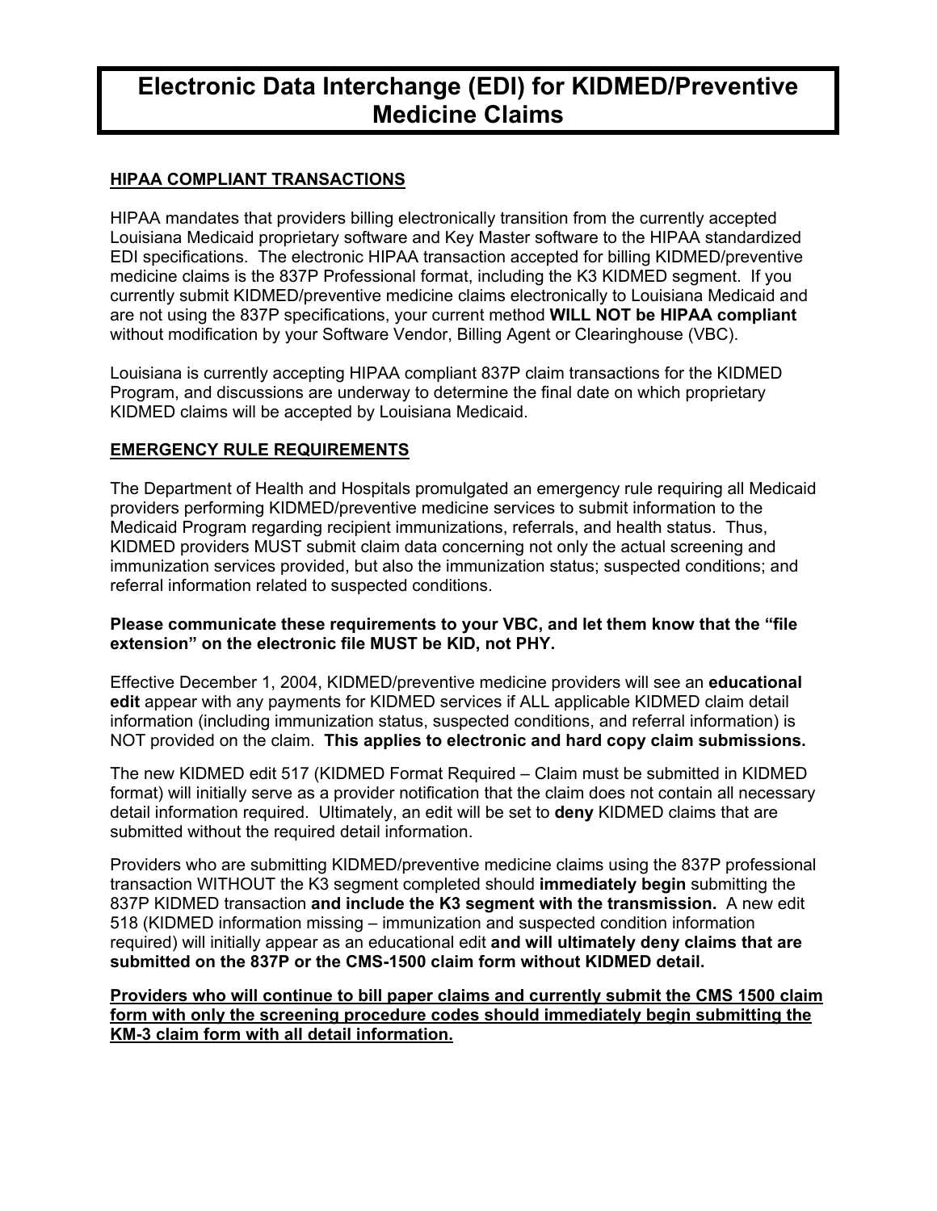# Electronic Data Interchange (EDI) for KIDMED/Preventive Medicine Claims

## HIPAA COMPLIANT TRANSACTIONS

HIPAA mandates that providers billing electronically transition from the currently accepted Louisiana Medicaid proprietary software and Key Master software to the HIPAA standardized EDI specifications. The electronic HIPAA transaction accepted for billing KIDMED/preventive medicine claims is the 837P Professional format, including the K3 KIDMED segment. If you currently submit KIDMED/preventive medicine claims electronically to Louisiana Medicaid and are not using the 837P specifications, your current method **WILL NOT be HIPAA compliant** without modification by your Software Vendor, Billing Agent or Clearinghouse (VBC).

Louisiana is currently accepting HIPAA compliant 837P claim transactions for the KIDMED Program, and discussions are underway to determine the final date on which proprietary KIDMED claims will be accepted by Louisiana Medicaid.

## EMERGENCY RULE REQUIREMENTS

The Department of Health and Hospitals promulgated an emergency rule requiring all Medicaid providers performing KIDMED/preventive medicine services to submit information to the Medicaid Program regarding recipient immunizations, referrals, and health status. Thus, KIDMED providers MUST submit claim data concerning not only the actual screening and immunization services provided, but also the immunization status; suspected conditions; and referral information related to suspected conditions.

**Please communicate these requirements to your VBC, and let them know that the "file extension" on the electronic file MUST be KID, not PHY.**

Effective December 1, 2004, KIDMED/preventive medicine providers will see an **educational edit** appear with any payments for KIDMED services if ALL applicable KIDMED claim detail information (including immunization status, suspected conditions, and referral information) is NOT provided on the claim. **This applies to electronic and hard copy claim submissions.**

The new KIDMED edit 517 (KIDMED Format Required – Claim must be submitted in KIDMED format) will initially serve as a provider notification that the claim does not contain all necessary detail information required. Ultimately, an edit will be set to **deny** KIDMED claims that are submitted without the required detail information.

Providers who are submitting KIDMED/preventive medicine claims using the 837P professional transaction WITHOUT the K3 segment completed should **immediately begin** submitting the 837P KIDMED transaction **and include the K3 segment with the transmission.** A new edit 518 (KIDMED information missing – immunization and suspected condition information required) will initially appear as an educational edit **and will ultimately deny claims that are submitted on the 837P or the CMS-1500 claim form without KIDMED detail.**

<u>**Providers who will continue to bill paper claims and currently submit the CMS 1500 claim form with only the screening procedure codes should immediately begin submitting the KM-3 claim form with all detail information.**</u>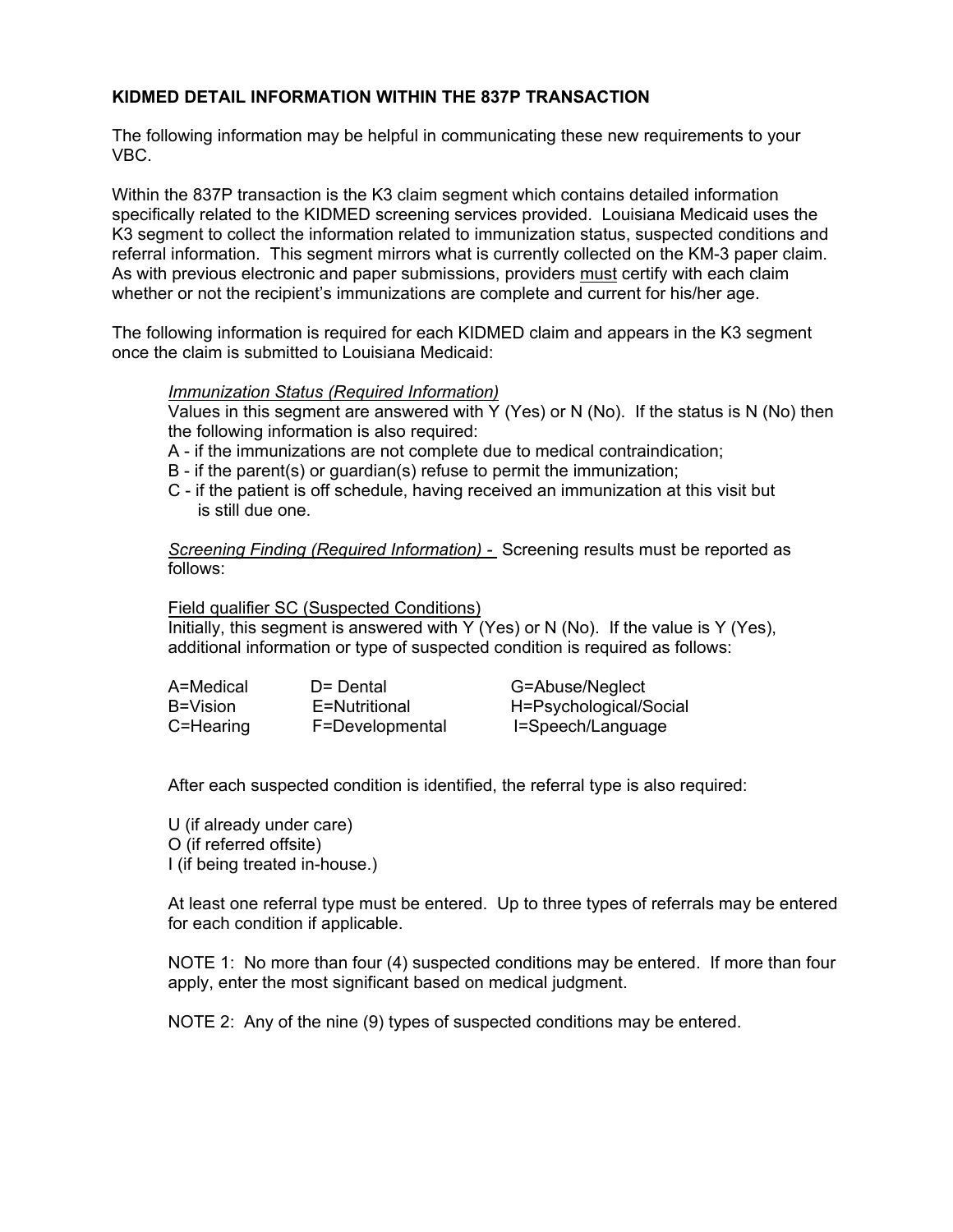**KIDMED DETAIL INFORMATION WITHIN THE 837P TRANSACTION**

The following information may be helpful in communicating these new requirements to your VBC.

Within the 837P transaction is the K3 claim segment which contains detailed information specifically related to the KIDMED screening services provided. Louisiana Medicaid uses the K3 segment to collect the information related to immunization status, suspected conditions and referral information. This segment mirrors what is currently collected on the KM-3 paper claim. As with previous electronic and paper submissions, providers <u>must</u> certify with each claim whether or not the recipient's immunizations are complete and current for his/her age.

The following information is required for each KIDMED claim and appears in the K3 segment once the claim is submitted to Louisiana Medicaid:

> <u>*Immunization Status (Required Information)*</u>
> Values in this segment are answered with Y (Yes) or N (No). If the status is N (No) then the following information is also required:
> A - if the immunizations are not complete due to medical contraindication;
> B - if the parent(s) or guardian(s) refuse to permit the immunization;
> C - if the patient is off schedule, having received an immunization at this visit but is still due one.
>
> <u>*Screening Finding (Required Information)* - </u> Screening results must be reported as follows:
>
> <u>Field qualifier SC (Suspected Conditions)</u>
> Initially, this segment is answered with Y (Yes) or N (No). If the value is Y (Yes), additional information or type of suspected condition is required as follows:
>
> | | | |
> |---|---|---|
> | A=Medical | D= Dental | G=Abuse/Neglect |
> | B=Vision | E=Nutritional | H=Psychological/Social |
> | C=Hearing | F=Developmental | I=Speech/Language |
>
> After each suspected condition is identified, the referral type is also required:
>
> U (if already under care)
> O (if referred offsite)
> I (if being treated in-house.)
>
> At least one referral type must be entered. Up to three types of referrals may be entered for each condition if applicable.
>
> NOTE 1: No more than four (4) suspected conditions may be entered. If more than four apply, enter the most significant based on medical judgment.
>
> NOTE 2: Any of the nine (9) types of suspected conditions may be entered.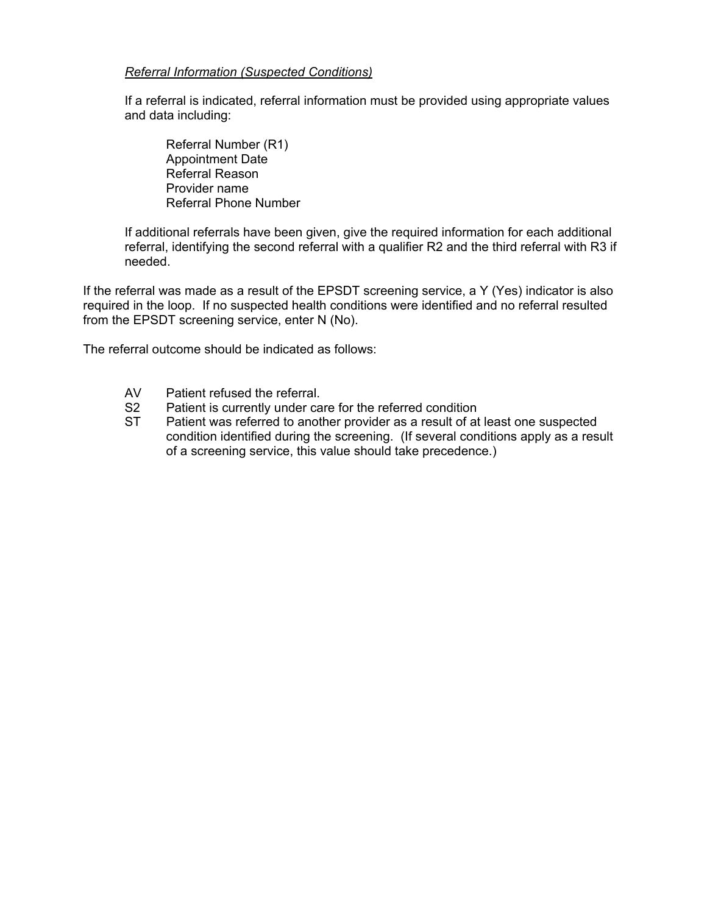*Referral Information (Suspected Conditions)*

If a referral is indicated, referral information must be provided using appropriate values and data including:

Referral Number (R1)
Appointment Date
Referral Reason
Provider name
Referral Phone Number

If additional referrals have been given, give the required information for each additional referral, identifying the second referral with a qualifier R2 and the third referral with R3 if needed.

If the referral was made as a result of the EPSDT screening service, a Y (Yes) indicator is also required in the loop. If no suspected health conditions were identified and no referral resulted from the EPSDT screening service, enter N (No).

The referral outcome should be indicated as follows:

- AV Patient refused the referral.
- S2 Patient is currently under care for the referred condition
- ST Patient was referred to another provider as a result of at least one suspected condition identified during the screening. (If several conditions apply as a result of a screening service, this value should take precedence.)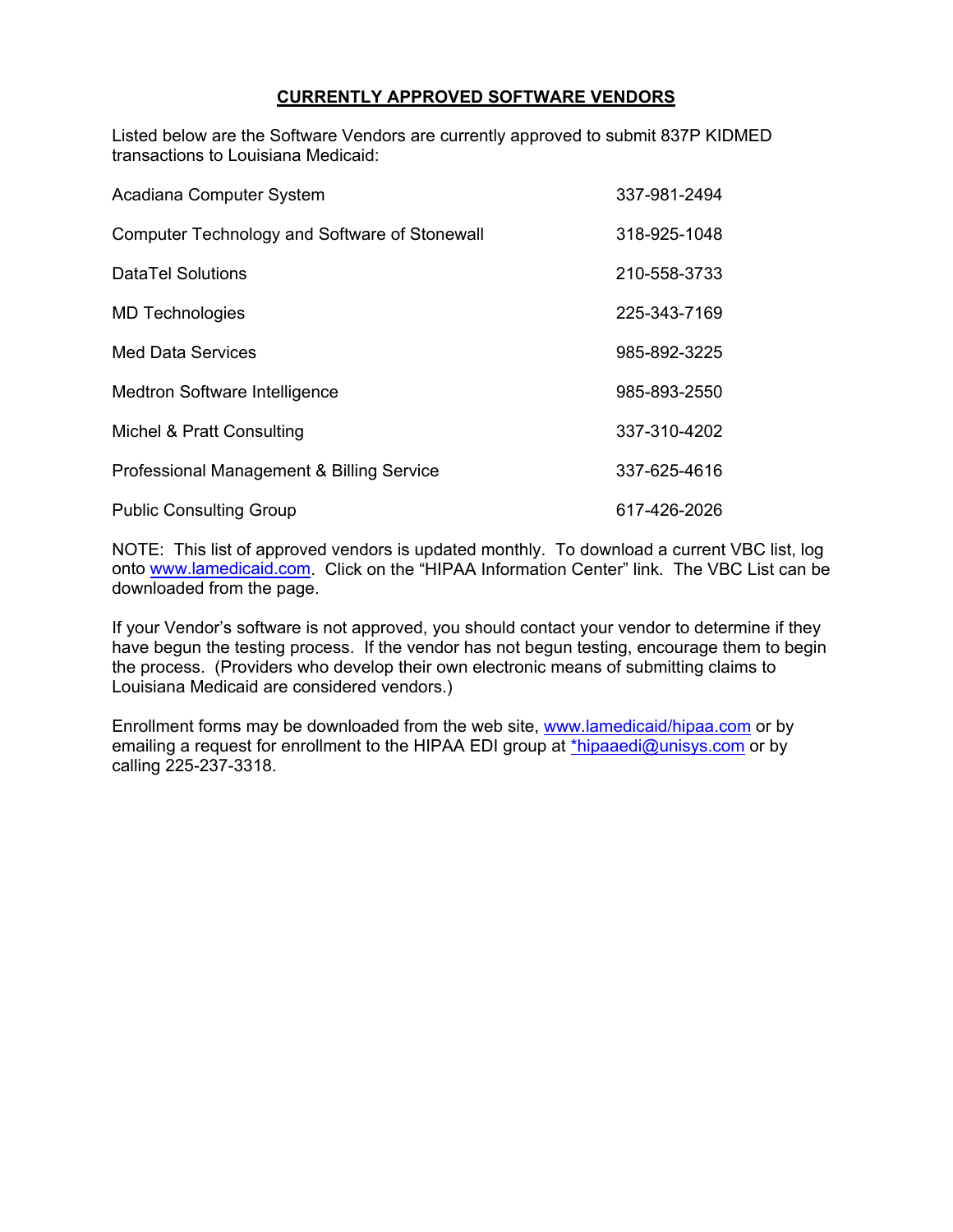## CURRENTLY APPROVED SOFTWARE VENDORS

Listed below are the Software Vendors are currently approved to submit 837P KIDMED transactions to Louisiana Medicaid:

| | |
|---|---|
| Acadiana Computer System | 337-981-2494 |
| Computer Technology and Software of Stonewall | 318-925-1048 |
| DataTel Solutions | 210-558-3733 |
| MD Technologies | 225-343-7169 |
| Med Data Services | 985-892-3225 |
| Medtron Software Intelligence | 985-893-2550 |
| Michel & Pratt Consulting | 337-310-4202 |
| Professional Management & Billing Service | 337-625-4616 |
| Public Consulting Group | 617-426-2026 |

NOTE: This list of approved vendors is updated monthly. To download a current VBC list, log onto www.lamedicaid.com. Click on the "HIPAA Information Center" link. The VBC List can be downloaded from the page.

If your Vendor's software is not approved, you should contact your vendor to determine if they have begun the testing process. If the vendor has not begun testing, encourage them to begin the process. (Providers who develop their own electronic means of submitting claims to Louisiana Medicaid are considered vendors.)

Enrollment forms may be downloaded from the web site, www.lamedicaid/hipaa.com or by emailing a request for enrollment to the HIPAA EDI group at *hipaaedi@unisys.com or by calling 225-237-3318.